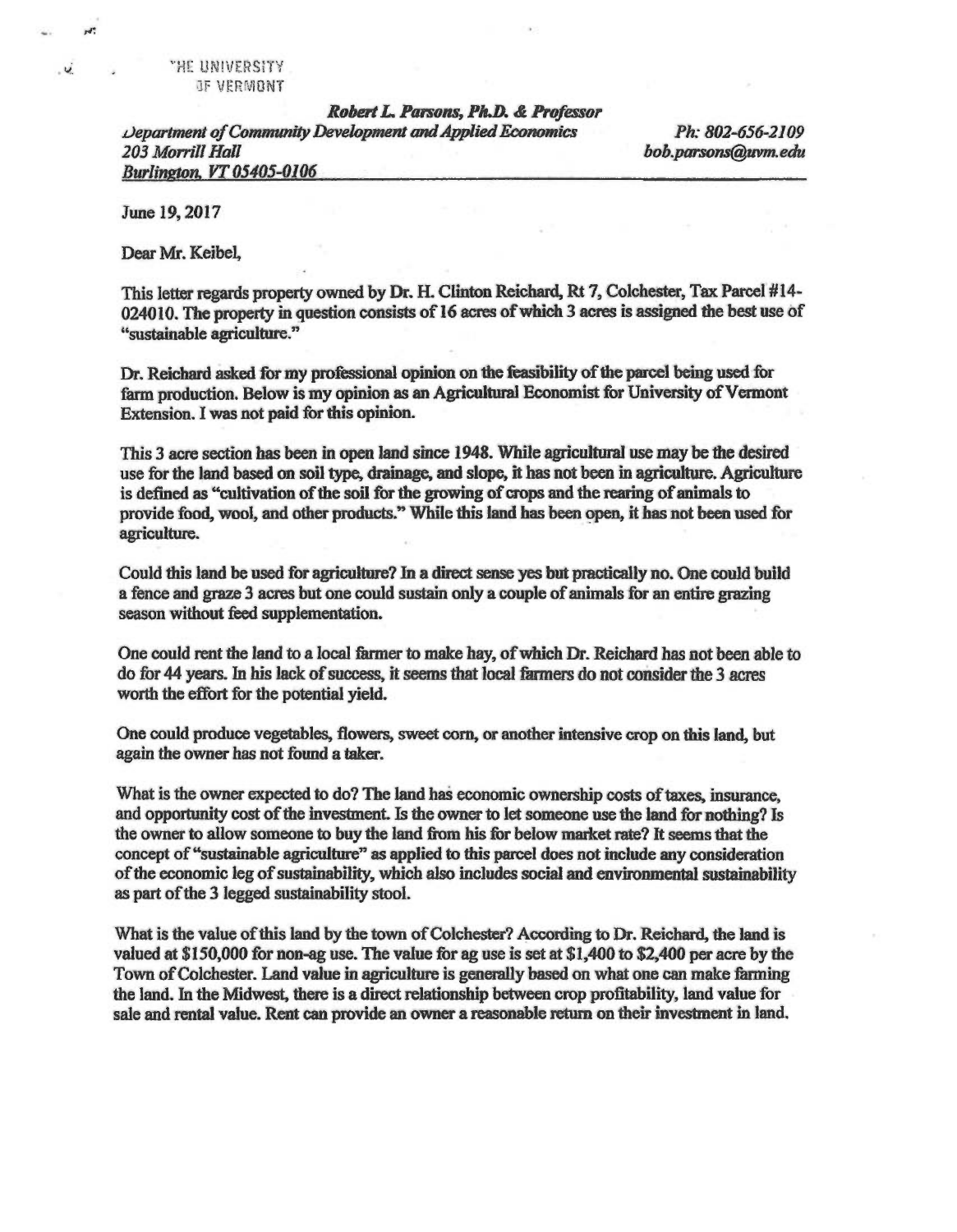THE UNIVERSITY OF VERMONT

***Robert L. Parsons, Ph.D. & Professor***
*Department of Community Development and Applied Economics* — *Ph: 802-656-2109*
*203 Morrill Hall* — *bob.parsons@uvm.edu*
*Burlington, VT 05405-0106*

June 19, 2017

Dear Mr. Keibel,

This letter regards property owned by Dr. H. Clinton Reichard, Rt 7, Colchester, Tax Parcel #14-024010. The property in question consists of 16 acres of which 3 acres is assigned the best use of "sustainable agriculture."

Dr. Reichard asked for my professional opinion on the feasibility of the parcel being used for farm production. Below is my opinion as an Agricultural Economist for University of Vermont Extension. I was not paid for this opinion.

This 3 acre section has been in open land since 1948. While agricultural use may be the desired use for the land based on soil type, drainage, and slope, it has not been in agriculture. Agriculture is defined as "cultivation of the soil for the growing of crops and the rearing of animals to provide food, wool, and other products." While this land has been open, it has not been used for agriculture.

Could this land be used for agriculture? In a direct sense yes but practically no. One could build a fence and graze 3 acres but one could sustain only a couple of animals for an entire grazing season without feed supplementation.

One could rent the land to a local farmer to make hay, of which Dr. Reichard has not been able to do for 44 years. In his lack of success, it seems that local farmers do not consider the 3 acres worth the effort for the potential yield.

One could produce vegetables, flowers, sweet corn, or another intensive crop on this land, but again the owner has not found a taker.

What is the owner expected to do? The land has economic ownership costs of taxes, insurance, and opportunity cost of the investment. Is the owner to let someone use the land for nothing? Is the owner to allow someone to buy the land from his for below market rate? It seems that the concept of "sustainable agriculture" as applied to this parcel does not include any consideration of the economic leg of sustainability, which also includes social and environmental sustainability as part of the 3 legged sustainability stool.

What is the value of this land by the town of Colchester? According to Dr. Reichard, the land is valued at $150,000 for non-ag use. The value for ag use is set at $1,400 to $2,400 per acre by the Town of Colchester. Land value in agriculture is generally based on what one can make farming the land. In the Midwest, there is a direct relationship between crop profitability, land value for sale and rental value. Rent can provide an owner a reasonable return on their investment in land.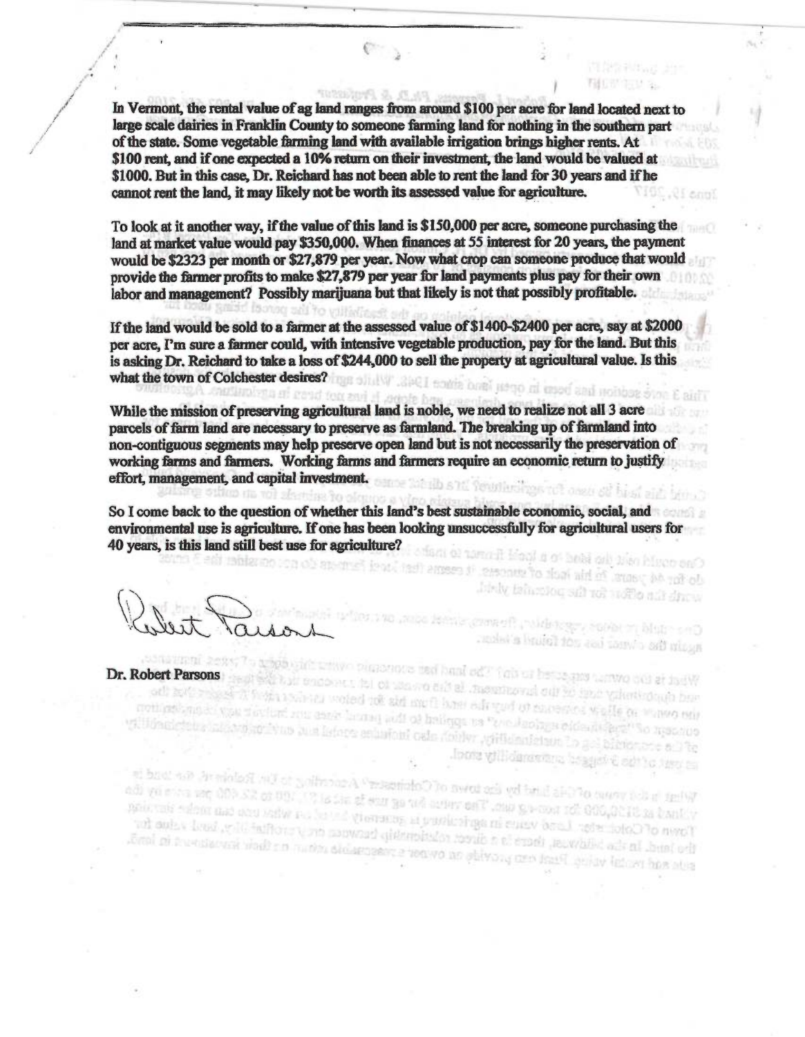**In Vermont, the rental value of ag land ranges from around $100 per acre for land located next to large scale dairies in Franklin County to someone farming land for nothing in the southern part of the state. Some vegetable farming land with available irrigation brings higher rents. At $100 rent, and if one expected a 10% return on their investment, the land would be valued at $1000. But in this case, Dr. Reichard has not been able to rent the land for 30 years and if he cannot rent the land, it may likely not be worth its assessed value for agriculture.**

**To look at it another way, if the value of this land is $150,000 per acre, someone purchasing the land at market value would pay $350,000. When finances at 55 interest for 20 years, the payment would be $2323 per month or $27,879 per year. Now what crop can someone produce that would provide the farmer profits to make $27,879 per year for land payments plus pay for their own labor and management? Possibly marijuana but that likely is not that possibly profitable.**

**If the land would be sold to a farmer at the assessed value of $1400-$2400 per acre, say at $2000 per acre, I'm sure a farmer could, with intensive vegetable production, pay for the land. But this is asking Dr. Reichard to take a loss of $244,000 to sell the property at agricultural value. Is this what the town of Colchester desires?**

**While the mission of preserving agricultural land is noble, we need to realize not all 3 acre parcels of farm land are necessary to preserve as farmland. The breaking up of farmland into non-contiguous segments may help preserve open land but is not necessarily the preservation of working farms and farmers. Working farms and farmers require an economic return to justify effort, management, and capital investment.**

**So I come back to the question of whether this land's best sustainable economic, social, and environmental use is agriculture. If one has been looking unsuccessfully for agricultural users for 40 years, is this land still best use for agriculture?**

Robert Parsons

**Dr. Robert Parsons**